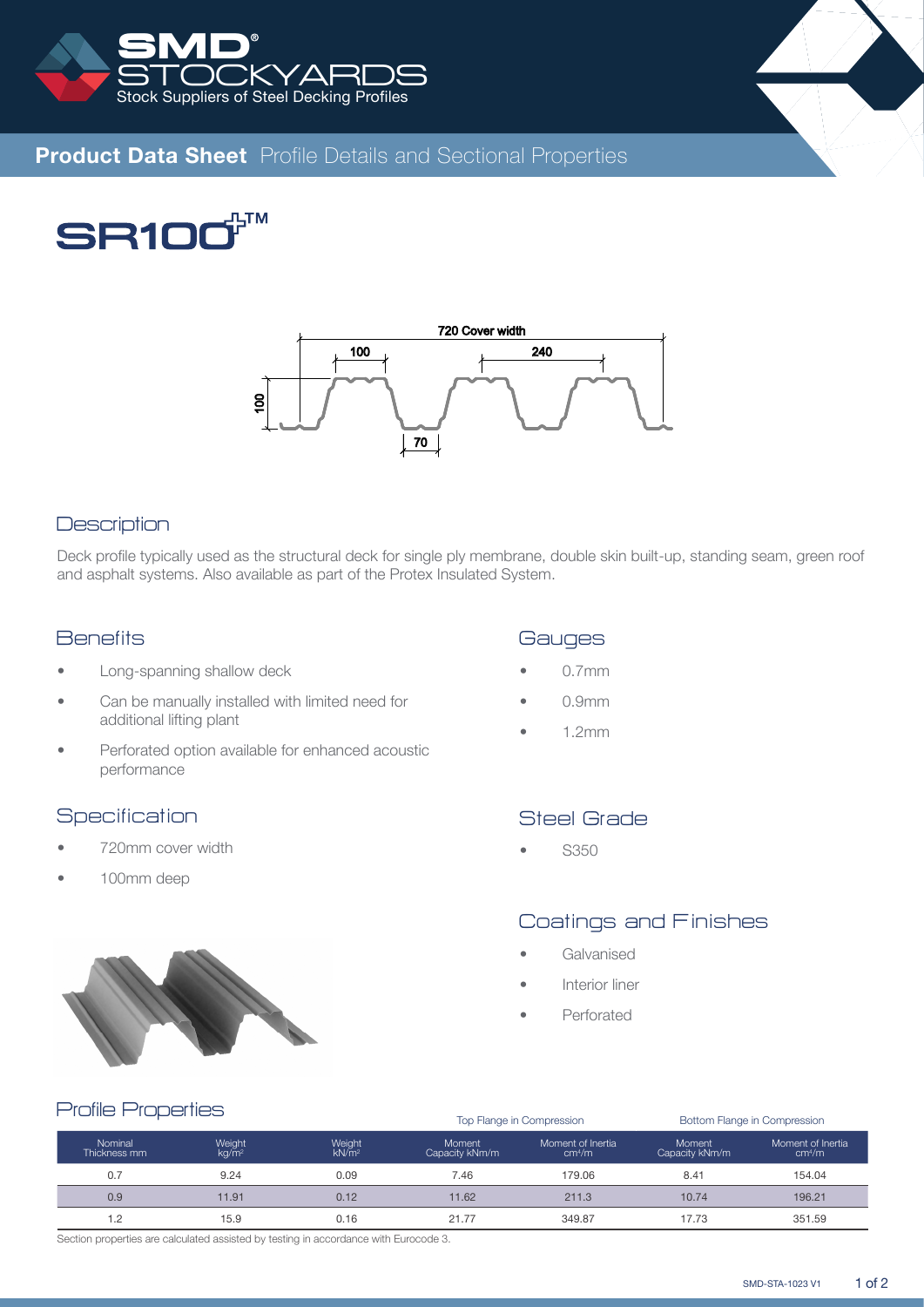**Product Data Sheet** Profile Details and Sectional Properties

# SR100™

## Description

Deck profile typically used as the structural deck for single ply membrane, double skin built-up, standing seam, green roof and asphalt systems. Also available as part of the Protex Insulated System.

## Benefits

- Long-spanning shallow deck
- Can be manually installed with limited need for additional lifting plant
- Perforated option available for enhanced acoustic performance

## Specification

- 720mm cover width
- 100mm deep

## Gauges

- 0.7mm
- 0.9mm
- 1.2mm

## Steel Grade

- S350

## Coatings and Finishes

- Galvanised
- Interior liner
- Perforated

## Profile Properties

| | | | Top Flange in Compression | | Bottom Flange in Compression | |
|---|---|---|---|---|---|---|
| Nominal Thickness mm | Weight kg/m² | Weight kN/m² | Moment Capacity kNm/m | Moment of Inertia cm⁴/m | Moment Capacity kNm/m | Moment of Inertia cm⁴/m |
| 0.7 | 9.24 | 0.09 | 7.46 | 179.06 | 8.41 | 154.04 |
| 0.9 | 11.91 | 0.12 | 11.62 | 211.3 | 10.74 | 196.21 |
| 1.2 | 15.9 | 0.16 | 21.77 | 349.87 | 17.73 | 351.59 |

Section properties are calculated assisted by testing in accordance with Eurocode 3.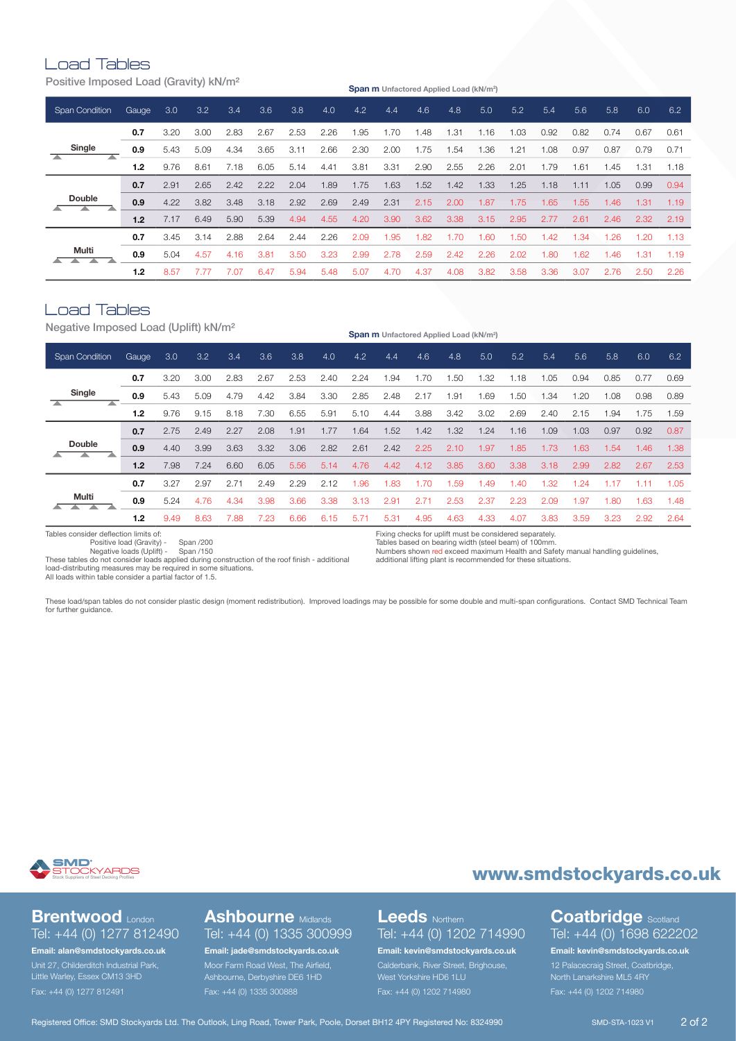## Load Tables

Positive Imposed Load (Gravity) kN/m²

| Span Condition | Gauge | Span m Unfactored Applied Load (kN/m²) | | | | | | | | | | | | | | | | |
|---|---|---|---|---|---|---|---|---|---|---|---|---|---|---|---|---|---|---|
| | | 3.0 | 3.2 | 3.4 | 3.6 | 3.8 | 4.0 | 4.2 | 4.4 | 4.6 | 4.8 | 5.0 | 5.2 | 5.4 | 5.6 | 5.8 | 6.0 | 6.2 |
| Single | 0.7 | 3.20 | 3.00 | 2.83 | 2.67 | 2.53 | 2.26 | 1.95 | 1.70 | 1.48 | 1.31 | 1.16 | 1.03 | 0.92 | 0.82 | 0.74 | 0.67 | 0.61 |
| | 0.9 | 5.43 | 5.09 | 4.34 | 3.65 | 3.11 | 2.66 | 2.30 | 2.00 | 1.75 | 1.54 | 1.36 | 1.21 | 1.08 | 0.97 | 0.87 | 0.79 | 0.71 |
| | 1.2 | 9.76 | 8.61 | 7.18 | 6.05 | 5.14 | 4.41 | 3.81 | 3.31 | 2.90 | 2.55 | 2.26 | 2.01 | 1.79 | 1.61 | 1.45 | 1.31 | 1.18 |
| Double | 0.7 | 2.91 | 2.65 | 2.42 | 2.22 | 2.04 | 1.89 | 1.75 | 1.63 | 1.52 | 1.42 | 1.33 | 1.25 | 1.18 | 1.11 | 1.05 | 0.99 | 0.94 |
| | 0.9 | 4.22 | 3.82 | 3.48 | 3.18 | 2.92 | 2.69 | 2.49 | 2.31 | 2.15 | 2.00 | 1.87 | 1.75 | 1.65 | 1.55 | 1.46 | 1.31 | 1.19 |
| | 1.2 | 7.17 | 6.49 | 5.90 | 5.39 | 4.94 | 4.55 | 4.20 | 3.90 | 3.62 | 3.38 | 3.15 | 2.95 | 2.77 | 2.61 | 2.46 | 2.32 | 2.19 |
| Multi | 0.7 | 3.45 | 3.14 | 2.88 | 2.64 | 2.44 | 2.26 | 2.09 | 1.95 | 1.82 | 1.70 | 1.60 | 1.50 | 1.42 | 1.34 | 1.26 | 1.20 | 1.13 |
| | 0.9 | 5.04 | 4.57 | 4.16 | 3.81 | 3.50 | 3.23 | 2.99 | 2.78 | 2.59 | 2.42 | 2.26 | 2.02 | 1.80 | 1.62 | 1.46 | 1.31 | 1.19 |
| | 1.2 | 8.57 | 7.77 | 7.07 | 6.47 | 5.94 | 5.48 | 5.07 | 4.70 | 4.37 | 4.08 | 3.82 | 3.58 | 3.36 | 3.07 | 2.76 | 2.50 | 2.26 |

## Load Tables

Negative Imposed Load (Uplift) kN/m²

| Span Condition | Gauge | Span m Unfactored Applied Load (kN/m²) | | | | | | | | | | | | | | | | |
|---|---|---|---|---|---|---|---|---|---|---|---|---|---|---|---|---|---|---|
| | | 3.0 | 3.2 | 3.4 | 3.6 | 3.8 | 4.0 | 4.2 | 4.4 | 4.6 | 4.8 | 5.0 | 5.2 | 5.4 | 5.6 | 5.8 | 6.0 | 6.2 |
| Single | 0.7 | 3.20 | 3.00 | 2.83 | 2.67 | 2.53 | 2.40 | 2.24 | 1.94 | 1.70 | 1.50 | 1.32 | 1.18 | 1.05 | 0.94 | 0.85 | 0.77 | 0.69 |
| | 0.9 | 5.43 | 5.09 | 4.79 | 4.42 | 3.84 | 3.30 | 2.85 | 2.48 | 2.17 | 1.91 | 1.69 | 1.50 | 1.34 | 1.20 | 1.08 | 0.98 | 0.89 |
| | 1.2 | 9.76 | 9.15 | 8.18 | 7.30 | 6.55 | 5.91 | 5.10 | 4.44 | 3.88 | 3.42 | 3.02 | 2.69 | 2.40 | 2.15 | 1.94 | 1.75 | 1.59 |
| Double | 0.7 | 2.75 | 2.49 | 2.27 | 2.08 | 1.91 | 1.77 | 1.64 | 1.52 | 1.42 | 1.32 | 1.24 | 1.16 | 1.09 | 1.03 | 0.97 | 0.92 | 0.87 |
| | 0.9 | 4.40 | 3.99 | 3.63 | 3.32 | 3.06 | 2.82 | 2.61 | 2.42 | 2.25 | 2.10 | 1.97 | 1.85 | 1.73 | 1.63 | 1.54 | 1.46 | 1.38 |
| | 1.2 | 7.98 | 7.24 | 6.60 | 6.05 | 5.56 | 5.14 | 4.76 | 4.42 | 4.12 | 3.85 | 3.60 | 3.38 | 3.18 | 2.99 | 2.82 | 2.67 | 2.53 |
| Multi | 0.7 | 3.27 | 2.97 | 2.71 | 2.49 | 2.29 | 2.12 | 1.96 | 1.83 | 1.70 | 1.59 | 1.49 | 1.40 | 1.32 | 1.24 | 1.17 | 1.11 | 1.05 |
| | 0.9 | 5.24 | 4.76 | 4.34 | 3.98 | 3.66 | 3.38 | 3.13 | 2.91 | 2.71 | 2.53 | 2.37 | 2.23 | 2.09 | 1.97 | 1.80 | 1.63 | 1.48 |
| | 1.2 | 9.49 | 8.63 | 7.88 | 7.23 | 6.66 | 6.15 | 5.71 | 5.31 | 4.95 | 4.63 | 4.33 | 4.07 | 3.83 | 3.59 | 3.23 | 2.92 | 2.64 |

Tables consider deflection limits of:
Positive load (Gravity) - Span /200
Negative loads (Uplift) - Span /150

These tables do not consider loads applied during construction of the roof finish - additional load-distributing measures may be required in some situations.
All loads within table consider a partial factor of 1.5.

Fixing checks for uplift must be considered separately.
Tables based on bearing width (steel beam) of 100mm.
Numbers shown red exceed maximum Health and Safety manual handling guidelines, additional lifting plant is recommended for these situations.

These load/span tables do not consider plastic design (moment redistribution). Improved loadings may be possible for some double and multi-span configurations. Contact SMD Technical Team for further guidance.

SMD STOCKYARDS
Stock Suppliers of Steel Decking Profiles

www.smdstockyards.co.uk

**Brentwood** London
Tel: +44 (0) 1277 812490
**Email: alan@smdstockyards.co.uk**
Unit 27, Childerditch Industrial Park, Little Warley, Essex CM13 3HD
Fax: +44 (0) 1277 812491

**Ashbourne** Midlands
Tel: +44 (0) 1335 300999
**Email: jade@smdstockyards.co.uk**
Moor Farm Road West, The Airfield, Ashbourne, Derbyshire DE6 1HD
Fax: +44 (0) 1335 300888

**Leeds** Northern
Tel: +44 (0) 1202 714990
**Email: kevin@smdstockyards.co.uk**
Calderbank, River Street, Brighouse, West Yorkshire HD6 1LU
Fax: +44 (0) 1202 714980

**Coatbridge** Scotland
Tel: +44 (0) 1698 622202
**Email: kevin@smdstockyards.co.uk**
12 Palacecraig Street, Coatbridge, North Lanarkshire ML5 4RY
Fax: +44 (0) 1202 714980

Registered Office: SMD Stockyards Ltd. The Outlook, Ling Road, Tower Park, Poole, Dorset BH12 4PY Registered No: 8324990

SMD-STA-1023 V1